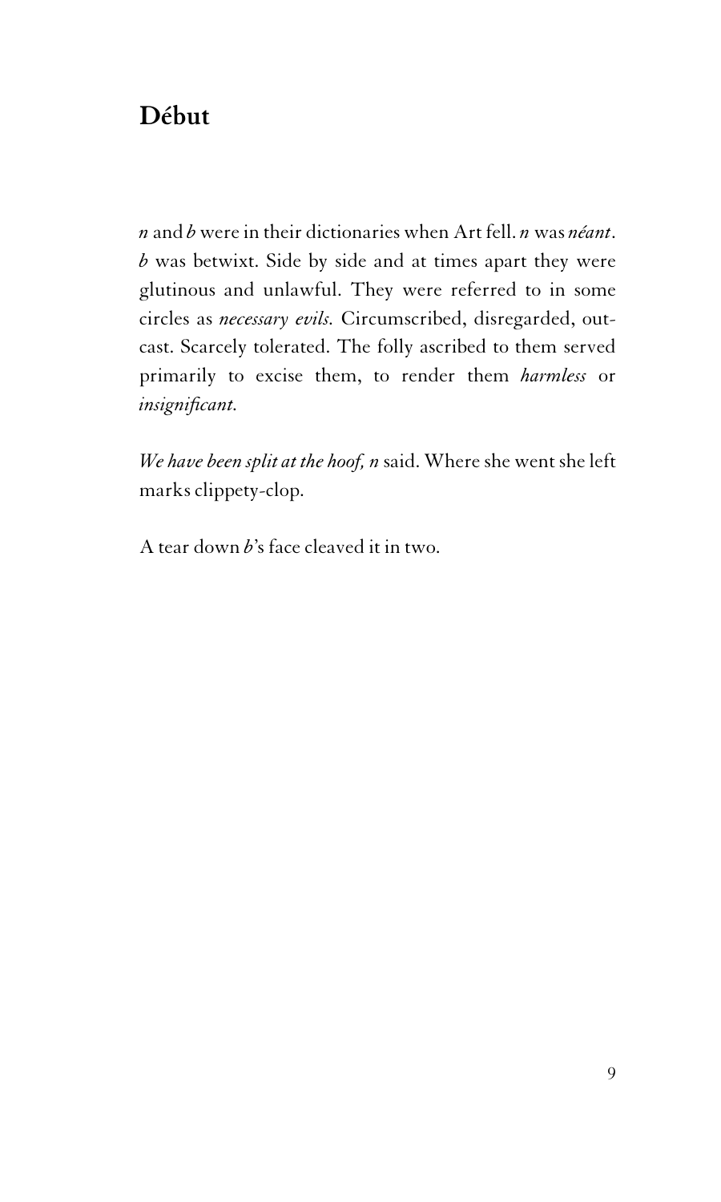# Début

*n* and *b* were in their dictionaries when Art fell. *n* was *néant*. *b* was betwixt. Side by side and at times apart they were glutinous and unlawful. They were referred to in some circles as *necessary evils*. Circumscribed, disregarded, outcast. Scarcely tolerated. The folly ascribed to them served primarily to excise them, to render them *harmless* or *insignificant*.

*We have been split at the hoof, n* said. Where she went she left marks clippety-clop.

A tear down *b*'s face cleaved it in two.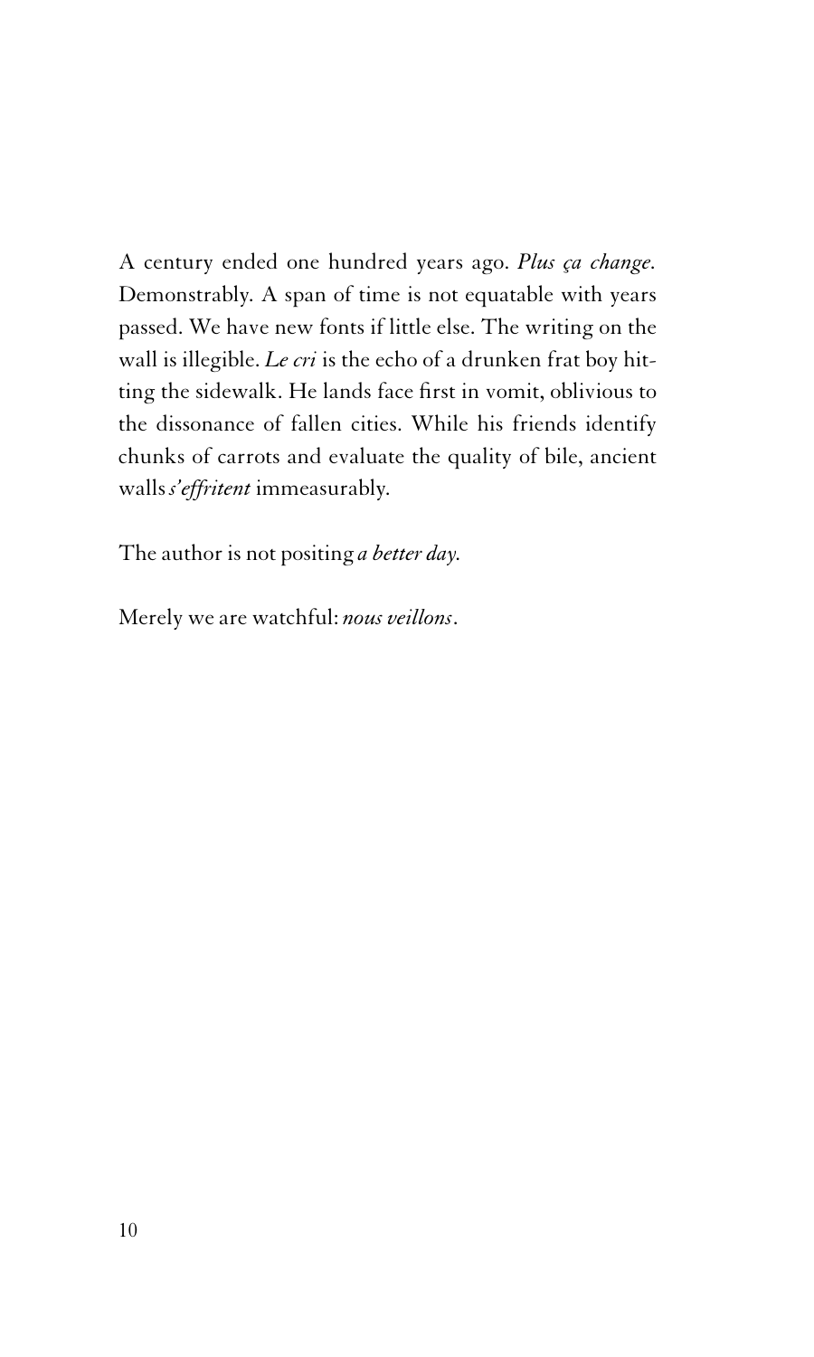A century ended one hundred years ago. *Plus ça change.* Demonstrably. A span of time is not equatable with years passed. We have new fonts if little else. The writing on the wall is illegible. *Le cri* is the echo of a drunken frat boy hitting the sidewalk. He lands face first in vomit, oblivious to the dissonance of fallen cities. While his friends identify chunks of carrots and evaluate the quality of bile, ancient walls *s'effritent* immeasurably.

The author is not positing *a better day.*

Merely we are watchful: *nous veillons*.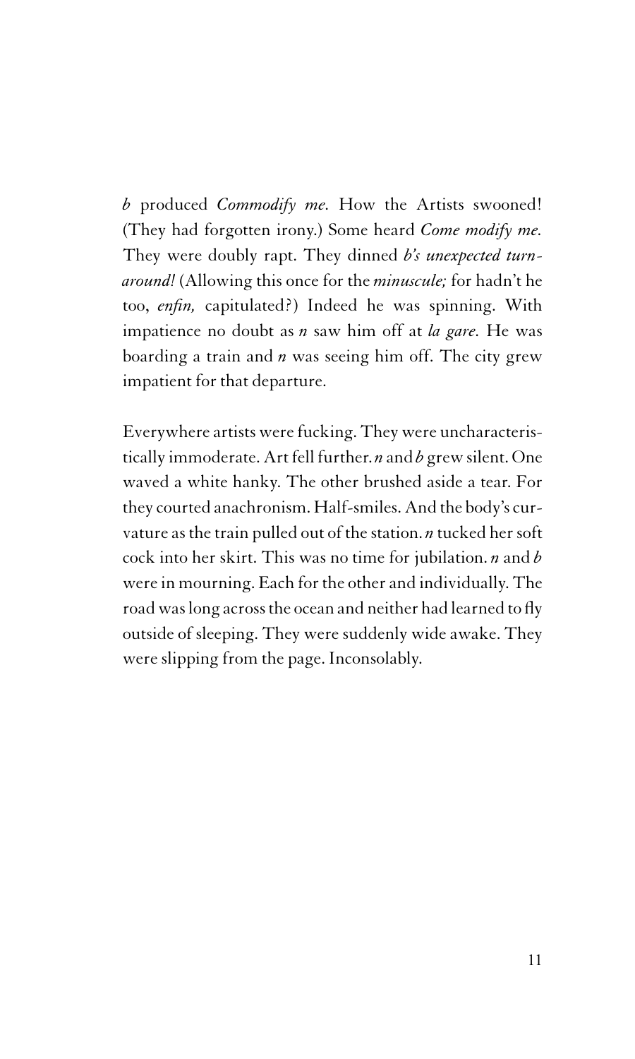*b* produced *Commodify me*. How the Artists swooned! (They had forgotten irony.) Some heard *Come modify me*. They were doubly rapt. They dinned *b's unexpected turnaround!* (Allowing this once for the *minuscule;* for hadn't he too, *enfin,* capitulated?) Indeed he was spinning. With impatience no doubt as *n* saw him off at *la gare*. He was boarding a train and *n* was seeing him off. The city grew impatient for that departure.

Everywhere artists were fucking. They were uncharacteristically immoderate. Art fell further. *n* and *b* grew silent. One waved a white hanky. The other brushed aside a tear. For they courted anachronism. Half-smiles. And the body's curvature as the train pulled out of the station. *n* tucked her soft cock into her skirt. This was no time for jubilation. *n* and *b* were in mourning. Each for the other and individually. The road was long across the ocean and neither had learned to fly outside of sleeping. They were suddenly wide awake. They were slipping from the page. Inconsolably.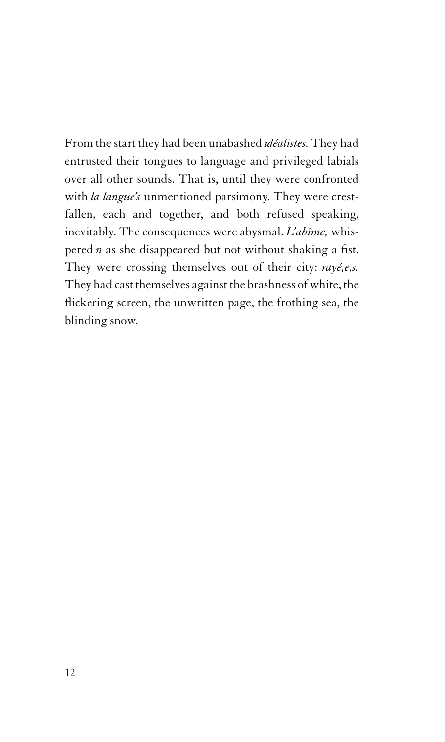From the start they had been unabashed *idéalistes*. They had entrusted their tongues to language and privileged labials over all other sounds. That is, until they were confronted with *la langue's* unmentioned parsimony. They were crestfallen, each and together, and both refused speaking, inevitably. The consequences were abysmal. *L'abîme,* whispered *n* as she disappeared but not without shaking a fist. They were crossing themselves out of their city: *rayé,e,s.* They had cast themselves against the brashness of white, the flickering screen, the unwritten page, the frothing sea, the blinding snow.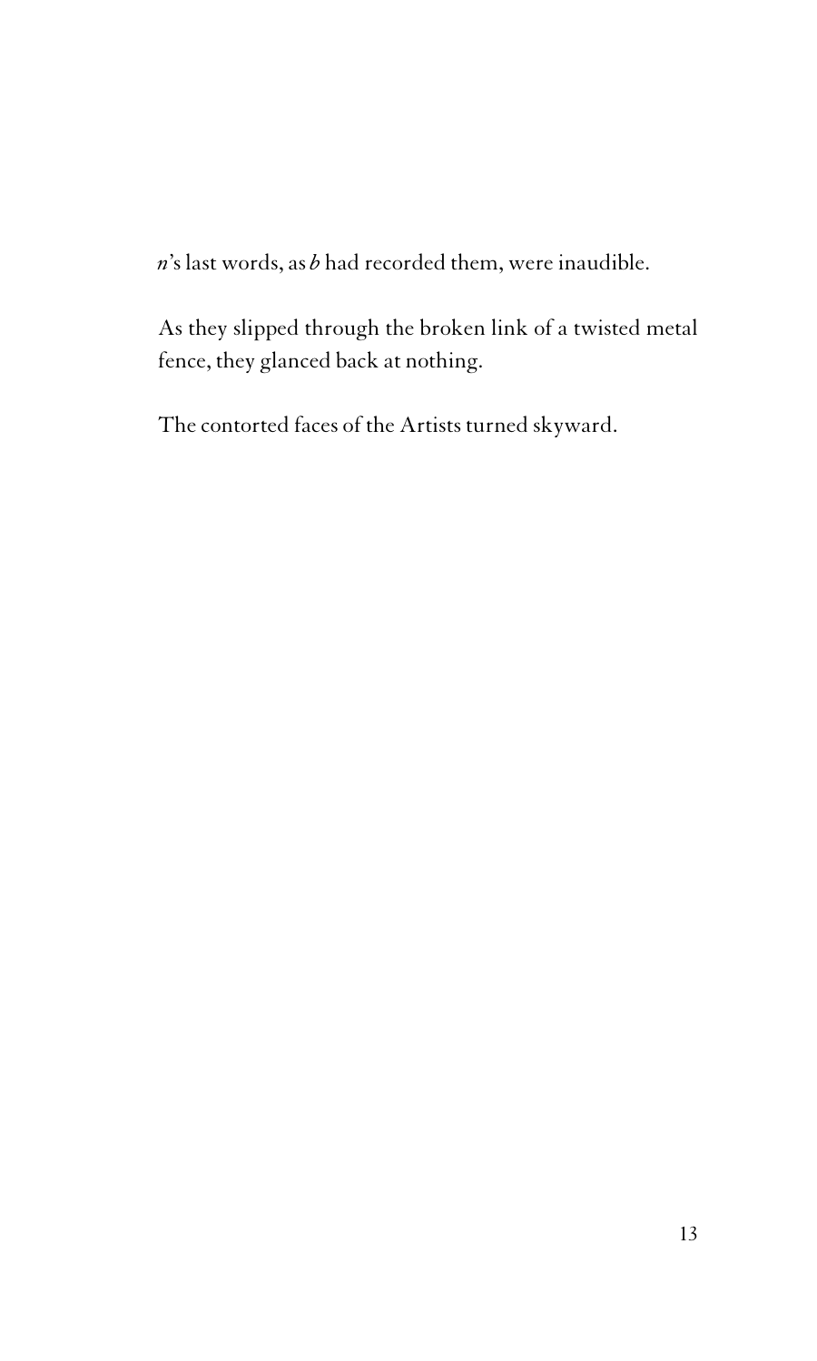*n*'s last words, as *b* had recorded them, were inaudible.

As they slipped through the broken link of a twisted metal fence, they glanced back at nothing.

The contorted faces of the Artists turned skyward.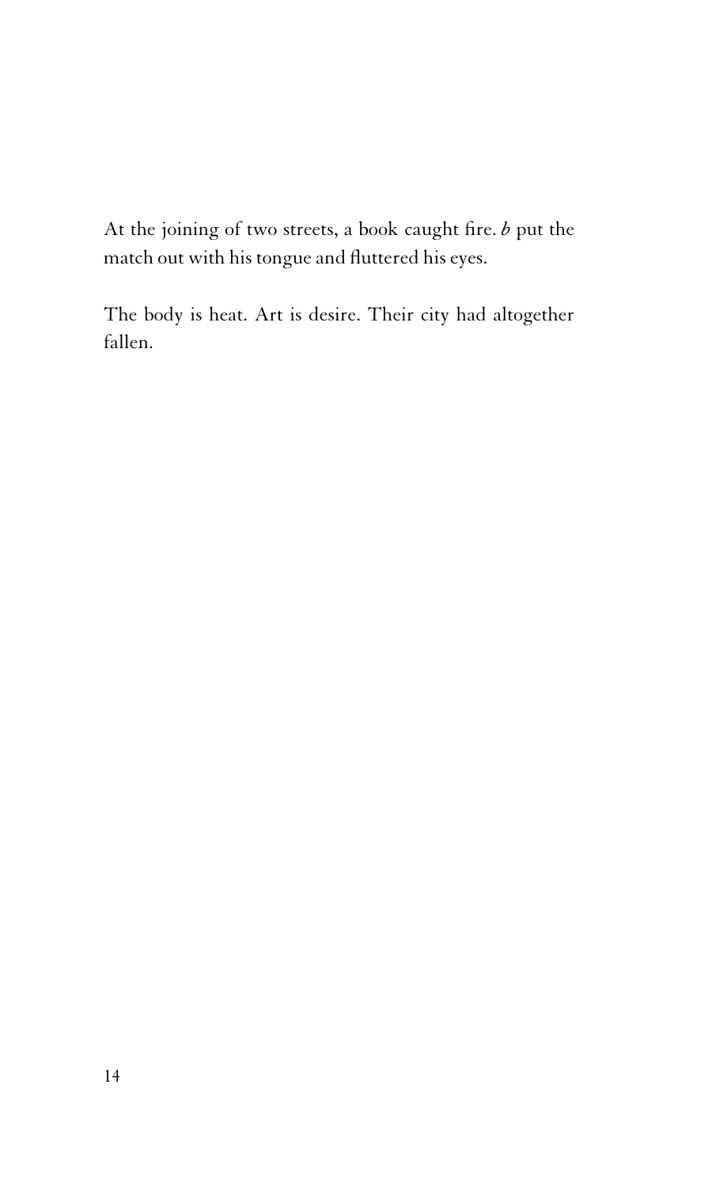At the joining of two streets, a book caught fire. *b* put the match out with his tongue and fluttered his eyes.

The body is heat. Art is desire. Their city had altogether fallen.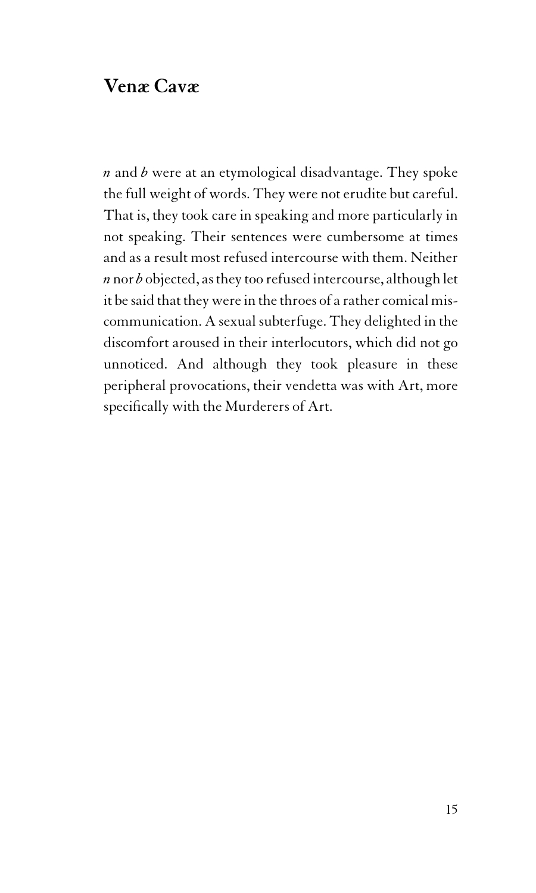## Venæ Cavæ

*n* and *b* were at an etymological disadvantage. They spoke the full weight of words. They were not erudite but careful. That is, they took care in speaking and more particularly in not speaking. Their sentences were cumbersome at times and as a result most refused intercourse with them. Neither *n* nor *b* objected, as they too refused intercourse, although let it be said that they were in the throes of a rather comical miscommunication. A sexual subterfuge. They delighted in the discomfort aroused in their interlocutors, which did not go unnoticed. And although they took pleasure in these peripheral provocations, their vendetta was with Art, more specifically with the Murderers of Art.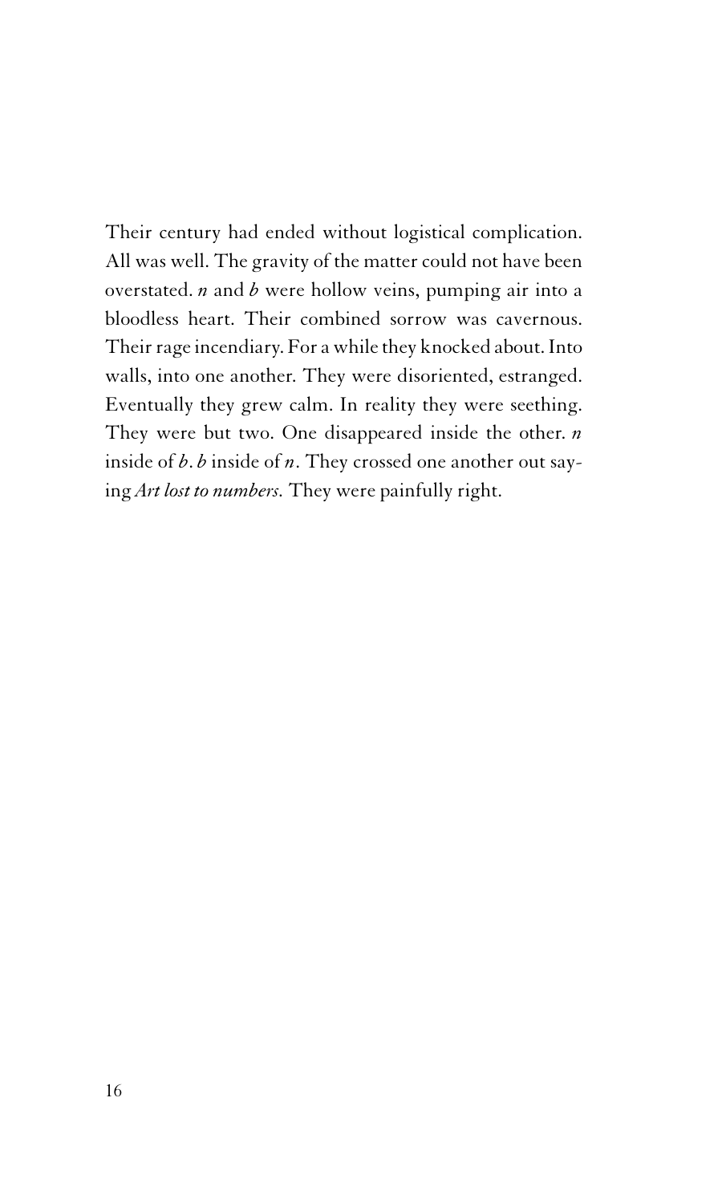Their century had ended without logistical complication. All was well. The gravity of the matter could not have been overstated. *n* and *b* were hollow veins, pumping air into a bloodless heart. Their combined sorrow was cavernous. Their rage incendiary. For a while they knocked about. Into walls, into one another. They were disoriented, estranged. Eventually they grew calm. In reality they were seething. They were but two. One disappeared inside the other. *n* inside of *b*. *b* inside of *n*. They crossed one another out saying *Art lost to numbers.* They were painfully right.